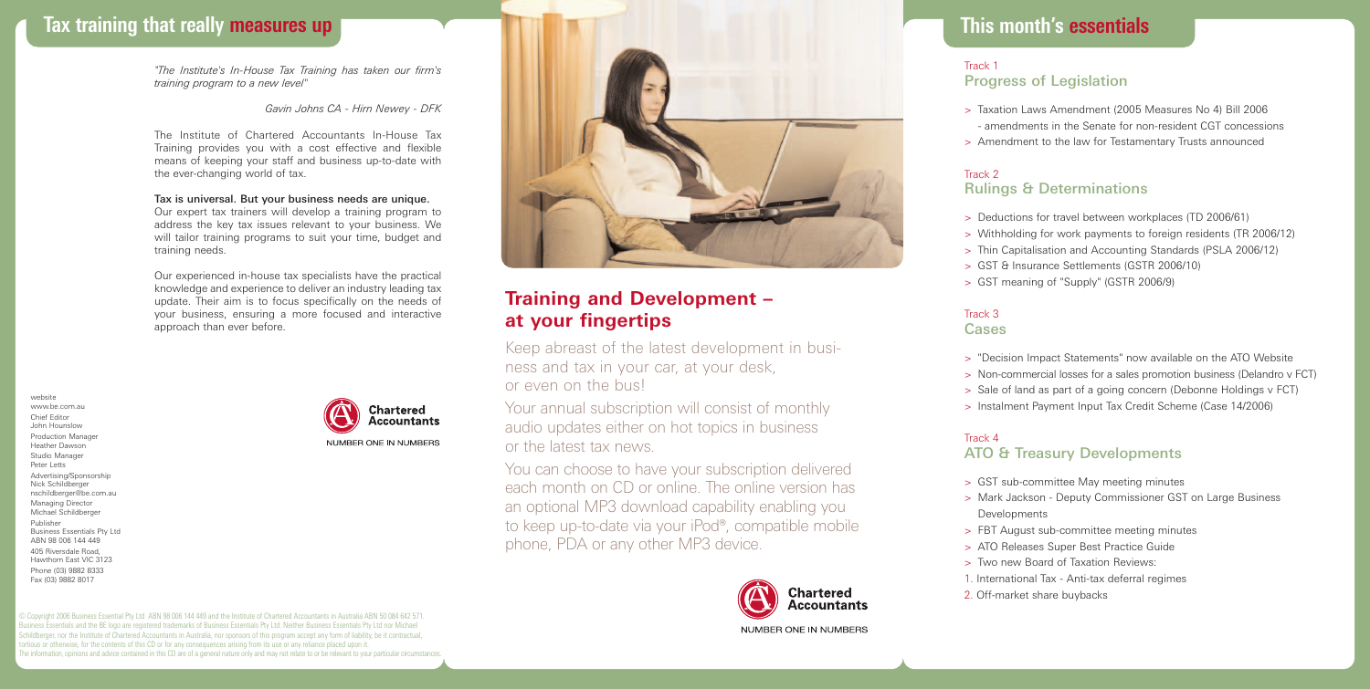## Tax training that really **measures up**

*"The Institute's In-House Tax Training has taken our firm's training program to a new level"*

*Gavin Johns CA - Hirn Newey - DFK*

The Institute of Chartered Accountants In-House Tax Training provides you with a cost effective and flexible means of keeping your staff and business up-to-date with the ever-changing world of tax.

**Tax is universal. But your business needs are unique.**
Our expert tax trainers will develop a training program to address the key tax issues relevant to your business. We will tailor training programs to suit your time, budget and training needs.

Our experienced in-house tax specialists have the practical knowledge and experience to deliver an industry leading tax update. Their aim is to focus specifically on the needs of your business, ensuring a more focused and interactive approach than ever before.

Chartered Accountants
NUMBER ONE IN NUMBERS

website
www.be.com.au
Chief Editor
John Hounslow
Production Manager
Heather Dawson
Studio Manager
Peter Letts
Advertising/Sponsorship
Nick Schildberger
nschildberger@be.com.au
Managing Director
Michael Schildberger
Publisher
Business Essentials Pty Ltd
ABN 98 006 144 449
405 Riversdale Road,
Hawthorn East VIC 3123
Phone (03) 9882 8333
Fax (03) 9882 8017

© Copyright 2006 Business Essential Pty Ltd ABN 98 006 144 449 and the Institute of Chartered Accountants in Australia ABN 50 084 642 571. Business Essentials and the BE logo are registered trademarks of Business Essentials Pty Ltd. Neither Business Essentials Pty Ltd nor Michael Schildberger, nor the Institute of Chartered Accountants in Australia, nor sponsors of this program accept any form of liability, be it contractual, tortious or otherwise, for the contents of this CD or for any consequences arising from its use or any reliance placed upon it. The information, opinions and advice contained in this CD are of a general nature only and may not relate to or be relevant to your particular circumstances.

## Training and Development – at your fingertips

Keep abreast of the latest development in business and tax in your car, at your desk, or even on the bus!

Your annual subscription will consist of monthly audio updates either on hot topics in business or the latest tax news.

You can choose to have your subscription delivered each month on CD or online. The online version has an optional MP3 download capability enabling you to keep up-to-date via your iPod®, compatible mobile phone, PDA or any other MP3 device.

Chartered Accountants
NUMBER ONE IN NUMBERS

## This month's **essentials**

### Track 1
### Progress of Legislation

> Taxation Laws Amendment (2005 Measures No 4) Bill 2006 - amendments in the Senate for non-resident CGT concessions
> Amendment to the law for Testamentary Trusts announced

### Track 2
### Rulings & Determinations

> Deductions for travel between workplaces (TD 2006/61)
> Withholding for work payments to foreign residents (TR 2006/12)
> Thin Capitalisation and Accounting Standards (PSLA 2006/12)
> GST & Insurance Settlements (GSTR 2006/10)
> GST meaning of "Supply" (GSTR 2006/9)

### Track 3
### Cases

> "Decision Impact Statements" now available on the ATO Website
> Non-commercial losses for a sales promotion business (Delandro v FCT)
> Sale of land as part of a going concern (Debonne Holdings v FCT)
> Instalment Payment Input Tax Credit Scheme (Case 14/2006)

### Track 4
### ATO & Treasury Developments

> GST sub-committee May meeting minutes
> Mark Jackson - Deputy Commissioner GST on Large Business Developments
> FBT August sub-committee meeting minutes
> ATO Releases Super Best Practice Guide
> Two new Board of Taxation Reviews:

1. International Tax - Anti-tax deferral regimes
2. Off-market share buybacks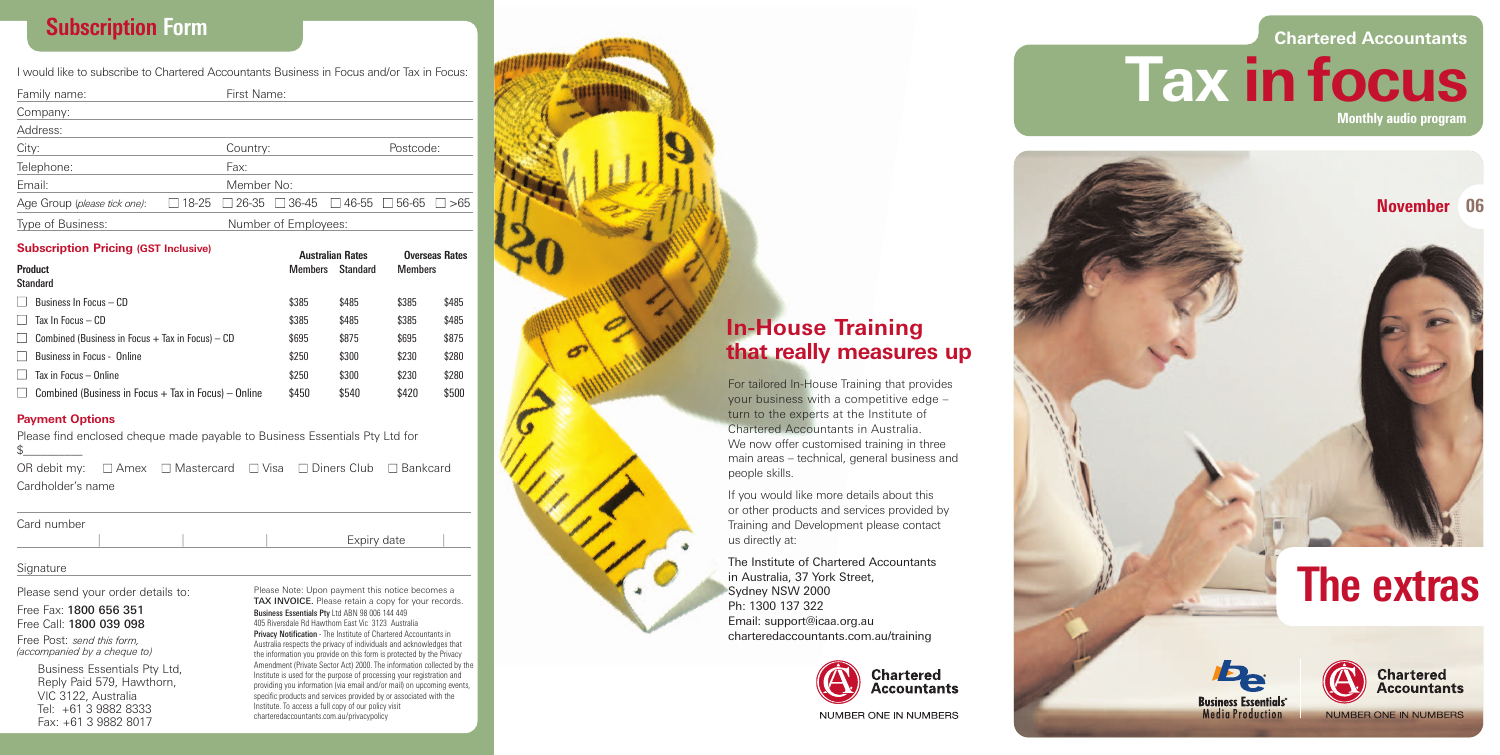## Subscription Form

I would like to subscribe to Chartered Accountants Business in Focus and/or Tax in Focus:

Family name: First Name:

Company:

Address:

City: Country: Postcode:

Telephone: Fax:

Email: Member No:

Age Group (*please tick one*): ☐ 18-25 ☐ 26-35 ☐ 36-45 ☐ 46-55 ☐ 56-65 ☐ >65

Type of Business: Number of Employees:

### Subscription Pricing (GST Inclusive)

| Product | Australian Rates | | Overseas Rates | |
|---|---|---|---|---|
| | Members | Standard | Members | Standard |
| ☐ Business In Focus – CD | $385 | $485 | $385 | $485 |
| ☐ Tax In Focus – CD | $385 | $485 | $385 | $485 |
| ☐ Combined (Business in Focus + Tax in Focus) – CD | $695 | $875 | $695 | $875 |
| ☐ Business in Focus - Online | $250 | $300 | $230 | $280 |
| ☐ Tax in Focus – Online | $250 | $300 | $230 | $280 |
| ☐ Combined (Business in Focus + Tax in Focus) – Online | $450 | $540 | $420 | $500 |

### Payment Options

Please find enclosed cheque made payable to Business Essentials Pty Ltd for $_________

OR debit my: ☐ Amex ☐ Mastercard ☐ Visa ☐ Diners Club ☐ Bankcard

Cardholder's name

Card number

Expiry date

Signature

Please send your order details to:

Free Fax: 1800 656 351
Free Call: 1800 039 098

Free Post: *send this form, (accompanied by a cheque to)*

Business Essentials Pty Ltd,
Reply Paid 579, Hawthorn,
VIC 3122, Australia
Tel: +61 3 9882 8333
Fax: +61 3 9882 8017

Please Note: Upon payment this notice becomes a **TAX INVOICE.** Please retain a copy for your records.
**Business Essentials Pty** Ltd ABN 98 006 144 449
405 Riversdale Rd Hawthorn East Vic 3123 Australia
**Privacy Notification** - The Institute of Chartered Accountants in Australia respects the privacy of individuals and acknowledges that the information you provide on this form is protected by the Privacy Amendment (Private Sector Act) 2000. The information collected by the Institute is used for the purpose of processing your registration and providing you information (via email and/or mail) on upcoming events, specific products and services provided by or associated with the Institute. To access a full copy of our policy visit charteredaccountants.com.au/privacypolicy

## In-House Training that really measures up

For tailored In-House Training that provides your business with a competitive edge – turn to the experts at the Institute of Chartered Accountants in Australia. We now offer customised training in three main areas – technical, general business and people skills.

If you would like more details about this or other products and services provided by Training and Development please contact us directly at:

The Institute of Chartered Accountants in Australia, 37 York Street,
Sydney NSW 2000
Ph: 1300 137 322
Email: support@icaa.org.au
charteredaccountants.com.au/training

Chartered Accountants
NUMBER ONE IN NUMBERS

Chartered Accountants

# Tax in focus

Monthly audio program

November 06

# The extras

Business Essentials Media Production

Chartered Accountants
NUMBER ONE IN NUMBERS